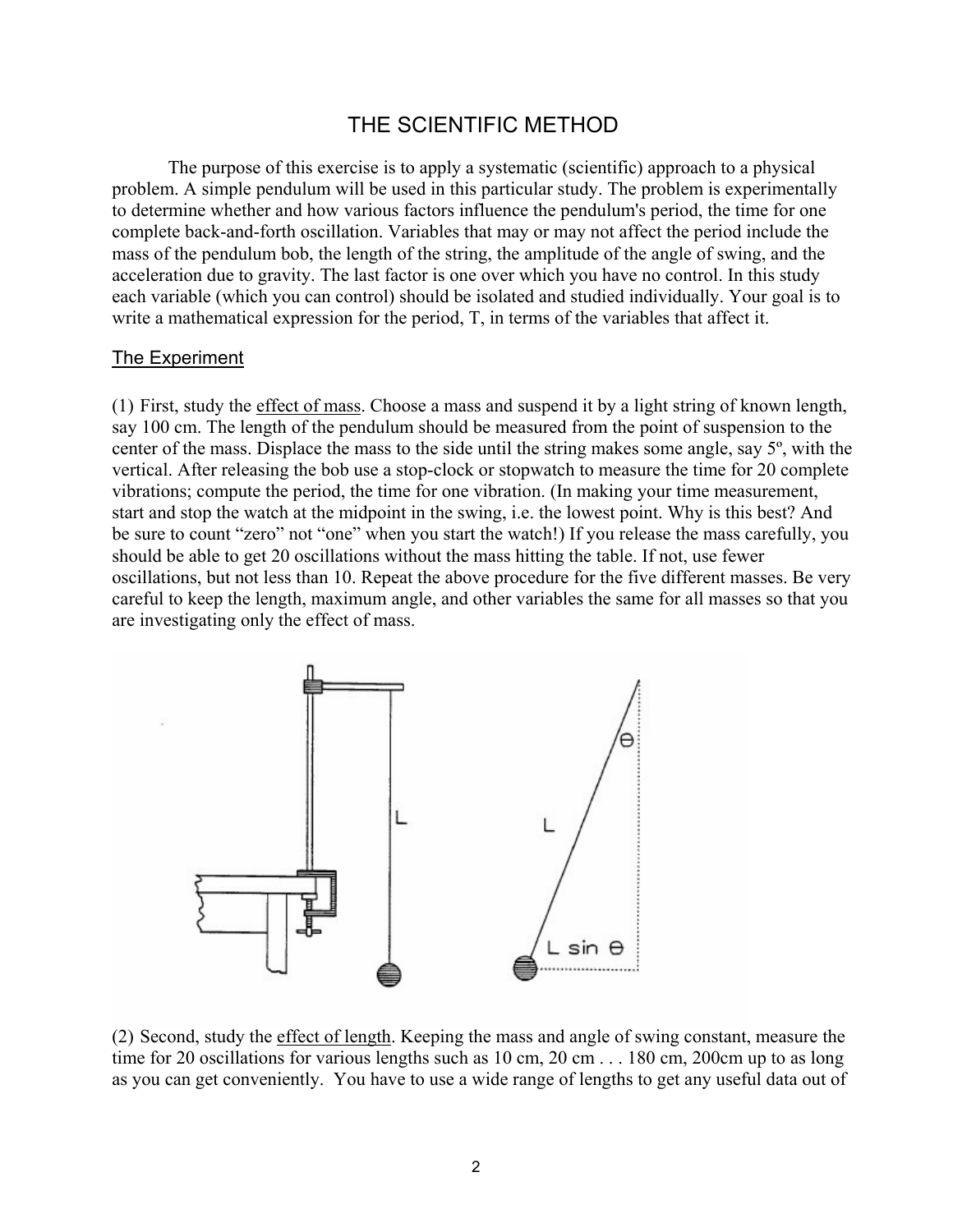# THE SCIENTIFIC METHOD

The purpose of this exercise is to apply a systematic (scientific) approach to a physical problem. A simple pendulum will be used in this particular study. The problem is experimentally to determine whether and how various factors influence the pendulum's period, the time for one complete back-and-forth oscillation. Variables that may or may not affect the period include the mass of the pendulum bob, the length of the string, the amplitude of the angle of swing, and the acceleration due to gravity. The last factor is one over which you have no control. In this study each variable (which you can control) should be isolated and studied individually. Your goal is to write a mathematical expression for the period, T, in terms of the variables that affect it.

## The Experiment

(1) First, study the effect of mass. Choose a mass and suspend it by a light string of known length, say 100 cm. The length of the pendulum should be measured from the point of suspension to the center of the mass. Displace the mass to the side until the string makes some angle, say 5º, with the vertical. After releasing the bob use a stop-clock or stopwatch to measure the time for 20 complete vibrations; compute the period, the time for one vibration. (In making your time measurement, start and stop the watch at the midpoint in the swing, i.e. the lowest point. Why is this best? And be sure to count "zero" not "one" when you start the watch!) If you release the mass carefully, you should be able to get 20 oscillations without the mass hitting the table. If not, use fewer oscillations, but not less than 10. Repeat the above procedure for the five different masses. Be very careful to keep the length, maximum angle, and other variables the same for all masses so that you are investigating only the effect of mass.

(2) Second, study the effect of length. Keeping the mass and angle of swing constant, measure the time for 20 oscillations for various lengths such as 10 cm, 20 cm . . . 180 cm, 200cm up to as long as you can get conveniently. You have to use a wide range of lengths to get any useful data out of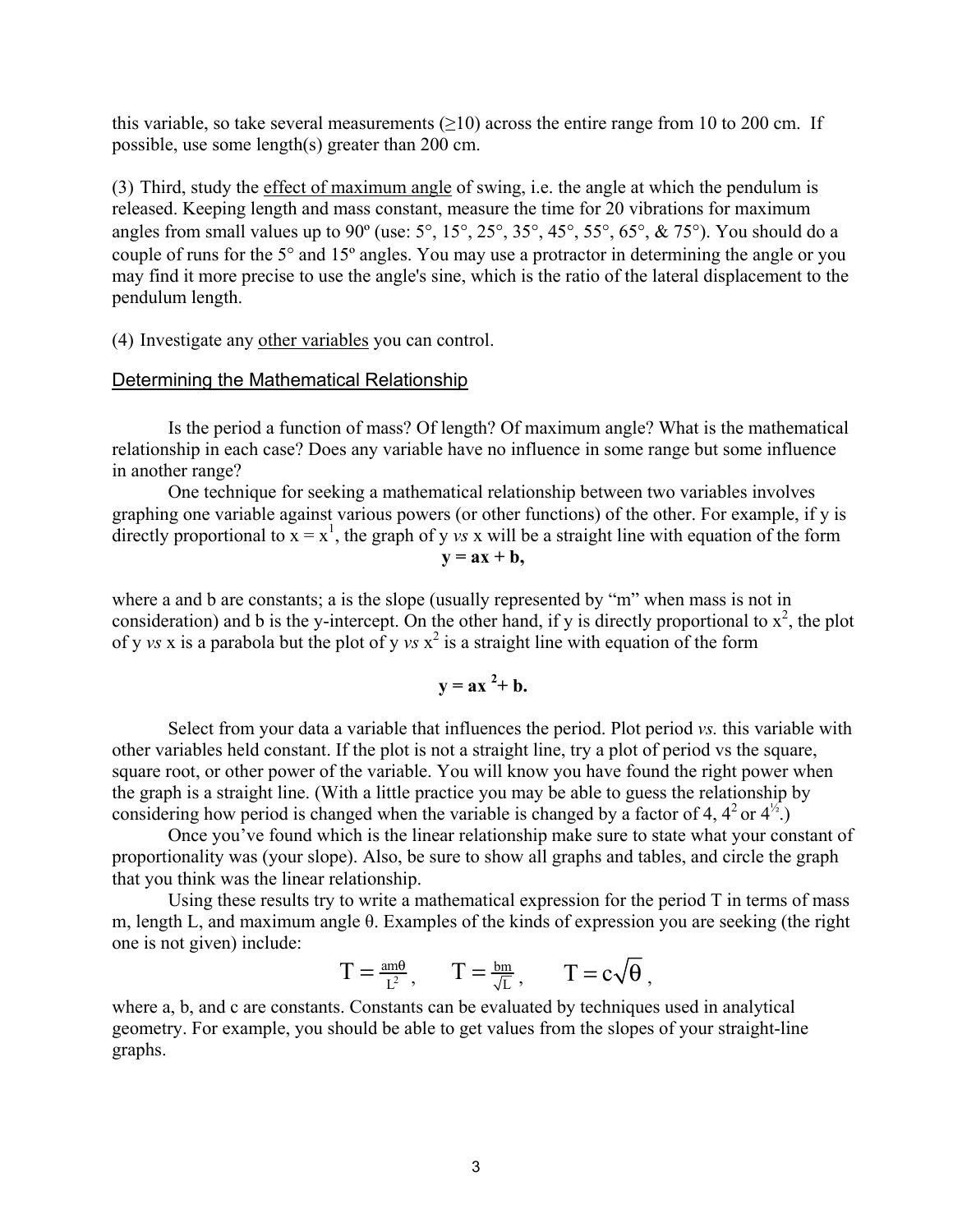this variable, so take several measurements (≥10) across the entire range from 10 to 200 cm. If possible, use some length(s) greater than 200 cm.

(3) Third, study the <u>effect of maximum angle</u> of swing, i.e. the angle at which the pendulum is released. Keeping length and mass constant, measure the time for 20 vibrations for maximum angles from small values up to 90º (use: 5°, 15°, 25°, 35°, 45°, 55°, 65°, & 75°). You should do a couple of runs for the 5° and 15º angles. You may use a protractor in determining the angle or you may find it more precise to use the angle's sine, which is the ratio of the lateral displacement to the pendulum length.

(4) Investigate any <u>other variables</u> you can control.

## Determining the Mathematical Relationship

Is the period a function of mass? Of length? Of maximum angle? What is the mathematical relationship in each case? Does any variable have no influence in some range but some influence in another range?

One technique for seeking a mathematical relationship between two variables involves graphing one variable against various powers (or other functions) of the other. For example, if y is directly proportional to $x = x^1$, the graph of y *vs* x will be a straight line with equation of the form

$$\mathbf{y = ax + b,}$$

where a and b are constants; a is the slope (usually represented by "m" when mass is not in consideration) and b is the y-intercept. On the other hand, if y is directly proportional to $x^2$, the plot of y *vs* x is a parabola but the plot of y *vs* $x^2$ is a straight line with equation of the form

$$\mathbf{y = ax^2 + b.}$$

Select from your data a variable that influences the period. Plot period *vs.* this variable with other variables held constant. If the plot is not a straight line, try a plot of period vs the square, square root, or other power of the variable. You will know you have found the right power when the graph is a straight line. (With a little practice you may be able to guess the relationship by considering how period is changed when the variable is changed by a factor of 4, $4^2$ or $4^{1/2}$.)

Once you've found which is the linear relationship make sure to state what your constant of proportionality was (your slope). Also, be sure to show all graphs and tables, and circle the graph that you think was the linear relationship.

Using these results try to write a mathematical expression for the period T in terms of mass m, length L, and maximum angle θ. Examples of the kinds of expression you are seeking (the right one is not given) include:

$$T = \frac{am\theta}{L^2}, \qquad T = \frac{bm}{\sqrt{L}}, \qquad T = c\sqrt{\theta},$$

where a, b, and c are constants. Constants can be evaluated by techniques used in analytical geometry. For example, you should be able to get values from the slopes of your straight-line graphs.